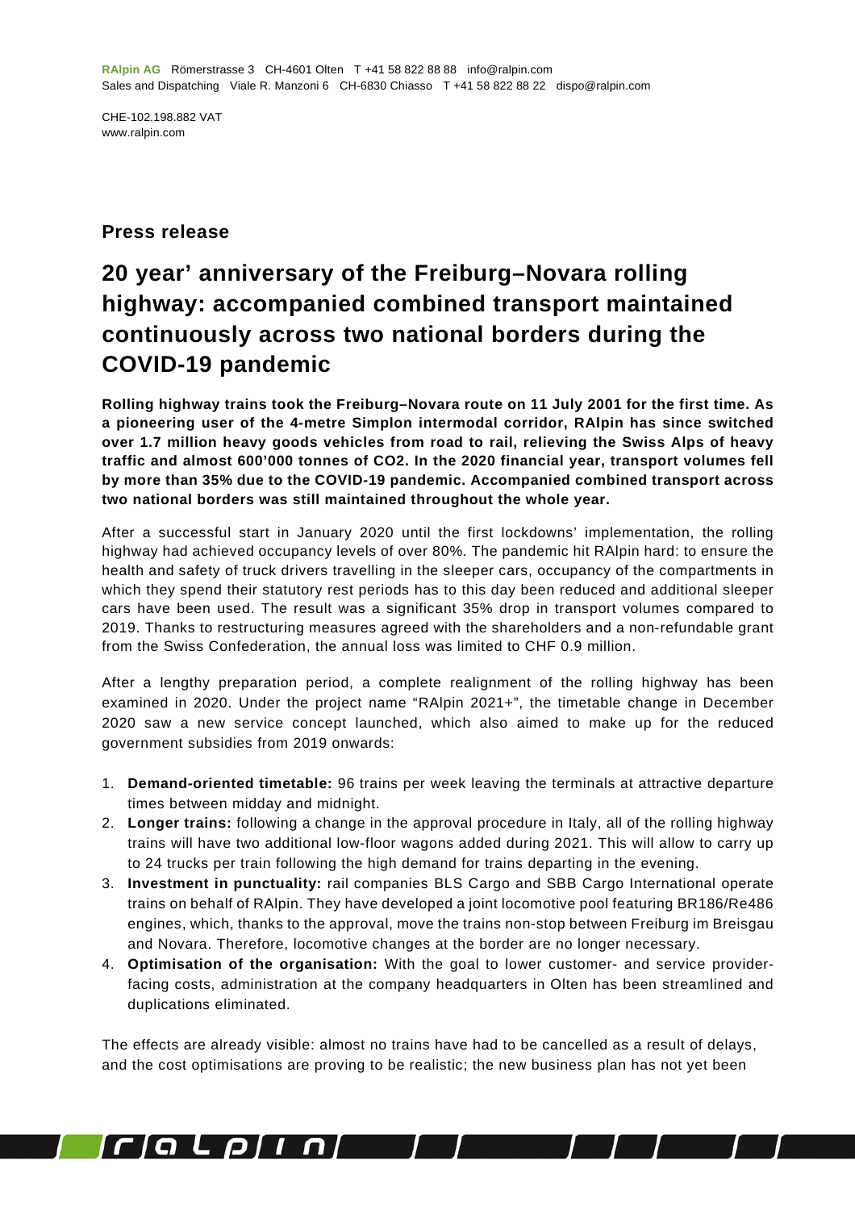**RAlpin AG** Römerstrasse 3 CH-4601 Olten T +41 58 822 88 88 info@ralpin.com
Sales and Dispatching Viale R. Manzoni 6 CH-6830 Chiasso T +41 58 822 88 22 dispo@ralpin.com

CHE-102.198.882 VAT
www.ralpin.com

## Press release

# 20 year' anniversary of the Freiburg–Novara rolling highway: accompanied combined transport maintained continuously across two national borders during the COVID-19 pandemic

**Rolling highway trains took the Freiburg–Novara route on 11 July 2001 for the first time. As a pioneering user of the 4-metre Simplon intermodal corridor, RAlpin has since switched over 1.7 million heavy goods vehicles from road to rail, relieving the Swiss Alps of heavy traffic and almost 600'000 tonnes of CO2. In the 2020 financial year, transport volumes fell by more than 35% due to the COVID-19 pandemic. Accompanied combined transport across two national borders was still maintained throughout the whole year.**

After a successful start in January 2020 until the first lockdowns' implementation, the rolling highway had achieved occupancy levels of over 80%. The pandemic hit RAlpin hard: to ensure the health and safety of truck drivers travelling in the sleeper cars, occupancy of the compartments in which they spend their statutory rest periods has to this day been reduced and additional sleeper cars have been used. The result was a significant 35% drop in transport volumes compared to 2019. Thanks to restructuring measures agreed with the shareholders and a non-refundable grant from the Swiss Confederation, the annual loss was limited to CHF 0.9 million.

After a lengthy preparation period, a complete realignment of the rolling highway has been examined in 2020. Under the project name "RAlpin 2021+", the timetable change in December 2020 saw a new service concept launched, which also aimed to make up for the reduced government subsidies from 2019 onwards:

1. **Demand-oriented timetable:** 96 trains per week leaving the terminals at attractive departure times between midday and midnight.
2. **Longer trains:** following a change in the approval procedure in Italy, all of the rolling highway trains will have two additional low-floor wagons added during 2021. This will allow to carry up to 24 trucks per train following the high demand for trains departing in the evening.
3. **Investment in punctuality:** rail companies BLS Cargo and SBB Cargo International operate trains on behalf of RAlpin. They have developed a joint locomotive pool featuring BR186/Re486 engines, which, thanks to the approval, move the trains non-stop between Freiburg im Breisgau and Novara. Therefore, locomotive changes at the border are no longer necessary.
4. **Optimisation of the organisation:** With the goal to lower customer- and service provider-facing costs, administration at the company headquarters in Olten has been streamlined and duplications eliminated.

The effects are already visible: almost no trains have had to be cancelled as a result of delays, and the cost optimisations are proving to be realistic; the new business plan has not yet been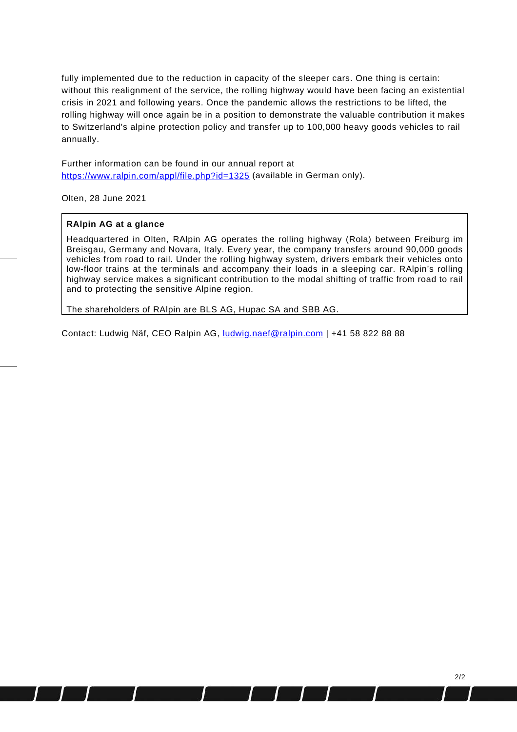fully implemented due to the reduction in capacity of the sleeper cars. One thing is certain: without this realignment of the service, the rolling highway would have been facing an existential crisis in 2021 and following years. Once the pandemic allows the restrictions to be lifted, the rolling highway will once again be in a position to demonstrate the valuable contribution it makes to Switzerland's alpine protection policy and transfer up to 100,000 heavy goods vehicles to rail annually.

Further information can be found in our annual report at [https://www.ralpin.com/appl/file.php?id=1325](https://www.ralpin.com/appl/file.php?id=1325) (available in German only).

Olten, 28 June 2021

**RAlpin AG at a glance**

Headquartered in Olten, RAlpin AG operates the rolling highway (Rola) between Freiburg im Breisgau, Germany and Novara, Italy. Every year, the company transfers around 90,000 goods vehicles from road to rail. Under the rolling highway system, drivers embark their vehicles onto low-floor trains at the terminals and accompany their loads in a sleeping car. RAlpin's rolling highway service makes a significant contribution to the modal shifting of traffic from road to rail and to protecting the sensitive Alpine region.

The shareholders of RAlpin are BLS AG, Hupac SA and SBB AG.

Contact: Ludwig Näf, CEO Ralpin AG, [ludwig.naef@ralpin.com](mailto:ludwig.naef@ralpin.com) | +41 58 822 88 88